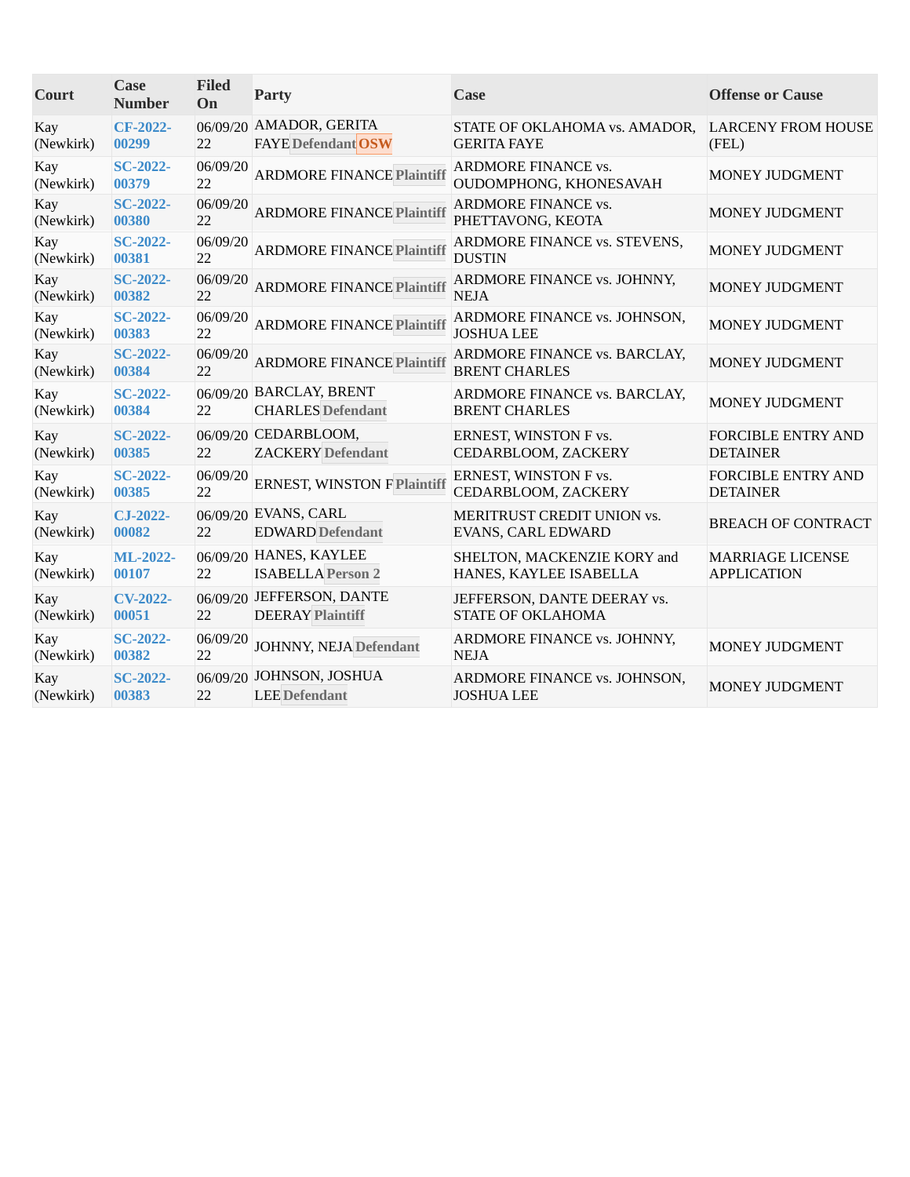| Court | Case Number | Filed On | Party | Case | Offense or Cause |
|---|---|---|---|---|---|
| Kay (Newkirk) | CF-2022-00299 | 06/09/2022 | AMADOR, GERITA FAYE Defendant OSW | STATE OF OKLAHOMA vs. AMADOR, GERITA FAYE | LARCENY FROM HOUSE (FEL) |
| Kay (Newkirk) | SC-2022-00379 | 06/09/2022 | ARDMORE FINANCE Plaintiff | ARDMORE FINANCE vs. OUDOMPHONG, KHONESAVAH | MONEY JUDGMENT |
| Kay (Newkirk) | SC-2022-00380 | 06/09/2022 | ARDMORE FINANCE Plaintiff | ARDMORE FINANCE vs. PHETTAVONG, KEOTA | MONEY JUDGMENT |
| Kay (Newkirk) | SC-2022-00381 | 06/09/2022 | ARDMORE FINANCE Plaintiff | ARDMORE FINANCE vs. STEVENS, DUSTIN | MONEY JUDGMENT |
| Kay (Newkirk) | SC-2022-00382 | 06/09/2022 | ARDMORE FINANCE Plaintiff | ARDMORE FINANCE vs. JOHNNY, NEJA | MONEY JUDGMENT |
| Kay (Newkirk) | SC-2022-00383 | 06/09/2022 | ARDMORE FINANCE Plaintiff | ARDMORE FINANCE vs. JOHNSON, JOSHUA LEE | MONEY JUDGMENT |
| Kay (Newkirk) | SC-2022-00384 | 06/09/2022 | ARDMORE FINANCE Plaintiff | ARDMORE FINANCE vs. BARCLAY, BRENT CHARLES | MONEY JUDGMENT |
| Kay (Newkirk) | SC-2022-00384 | 06/09/2022 | BARCLAY, BRENT CHARLES Defendant | ARDMORE FINANCE vs. BARCLAY, BRENT CHARLES | MONEY JUDGMENT |
| Kay (Newkirk) | SC-2022-00385 | 06/09/2022 | CEDARBLOOM, ZACKERY Defendant | ERNEST, WINSTON F vs. CEDARBLOOM, ZACKERY | FORCIBLE ENTRY AND DETAINER |
| Kay (Newkirk) | SC-2022-00385 | 06/09/2022 | ERNEST, WINSTON F Plaintiff | ERNEST, WINSTON F vs. CEDARBLOOM, ZACKERY | FORCIBLE ENTRY AND DETAINER |
| Kay (Newkirk) | CJ-2022-00082 | 06/09/2022 | EVANS, CARL EDWARD Defendant | MERITRUST CREDIT UNION vs. EVANS, CARL EDWARD | BREACH OF CONTRACT |
| Kay (Newkirk) | ML-2022-00107 | 06/09/2022 | HANES, KAYLEE ISABELLA Person 2 | SHELTON, MACKENZIE KORY and HANES, KAYLEE ISABELLA | MARRIAGE LICENSE APPLICATION |
| Kay (Newkirk) | CV-2022-00051 | 06/09/2022 | JEFFERSON, DANTE DEERAY Plaintiff | JEFFERSON, DANTE DEERAY vs. STATE OF OKLAHOMA | |
| Kay (Newkirk) | SC-2022-00382 | 06/09/2022 | JOHNNY, NEJA Defendant | ARDMORE FINANCE vs. JOHNNY, NEJA | MONEY JUDGMENT |
| Kay (Newkirk) | SC-2022-00383 | 06/09/2022 | JOHNSON, JOSHUA LEE Defendant | ARDMORE FINANCE vs. JOHNSON, JOSHUA LEE | MONEY JUDGMENT |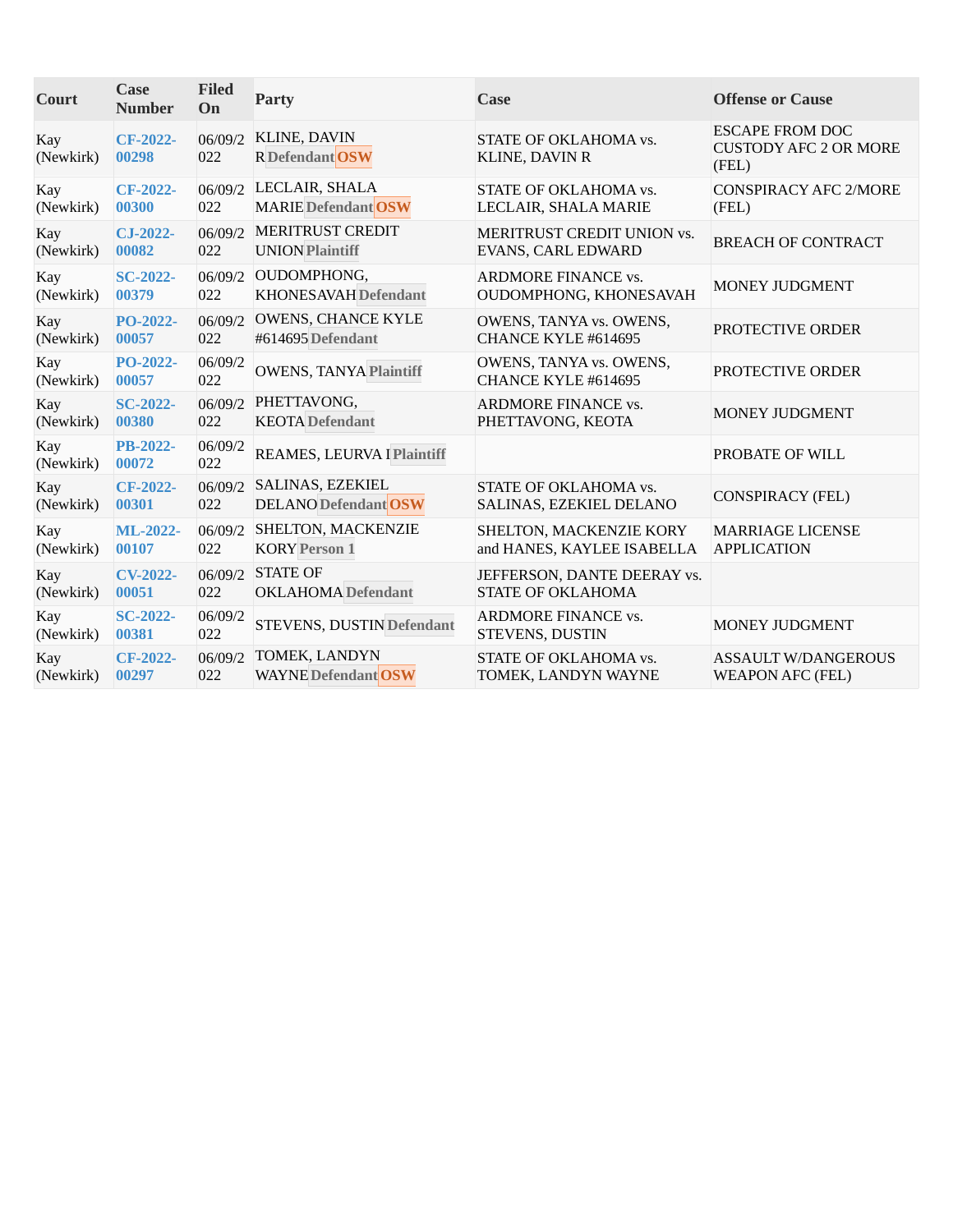| Court | Case Number | Filed On | Party | Case | Offense or Cause |
| --- | --- | --- | --- | --- | --- |
| Kay (Newkirk) | CF-2022-00298 | 06/09/2022 | KLINE, DAVIN R Defendant OSW | STATE OF OKLAHOMA vs. KLINE, DAVIN R | ESCAPE FROM DOC CUSTODY AFC 2 OR MORE (FEL) |
| Kay (Newkirk) | CF-2022-00300 | 06/09/2022 | LECLAIR, SHALA MARIE Defendant OSW | STATE OF OKLAHOMA vs. LECLAIR, SHALA MARIE | CONSPIRACY AFC 2/MORE (FEL) |
| Kay (Newkirk) | CJ-2022-00082 | 06/09/2022 | MERITRUST CREDIT UNION Plaintiff | MERITRUST CREDIT UNION vs. EVANS, CARL EDWARD | BREACH OF CONTRACT |
| Kay (Newkirk) | SC-2022-00379 | 06/09/2022 | OUDOMPHONG, KHONESAVAH Defendant | ARDMORE FINANCE vs. OUDOMPHONG, KHONESAVAH | MONEY JUDGMENT |
| Kay (Newkirk) | PO-2022-00057 | 06/09/2022 | OWENS, CHANCE KYLE #614695 Defendant | OWENS, TANYA vs. OWENS, CHANCE KYLE #614695 | PROTECTIVE ORDER |
| Kay (Newkirk) | PO-2022-00057 | 06/09/2022 | OWENS, TANYA Plaintiff | OWENS, TANYA vs. OWENS, CHANCE KYLE #614695 | PROTECTIVE ORDER |
| Kay (Newkirk) | SC-2022-00380 | 06/09/2022 | PHETTAVONG, KEOTA Defendant | ARDMORE FINANCE vs. PHETTAVONG, KEOTA | MONEY JUDGMENT |
| Kay (Newkirk) | PB-2022-00072 | 06/09/2022 | REAMES, LEURVA I Plaintiff | | PROBATE OF WILL |
| Kay (Newkirk) | CF-2022-00301 | 06/09/2022 | SALINAS, EZEKIEL DELANO Defendant OSW | STATE OF OKLAHOMA vs. SALINAS, EZEKIEL DELANO | CONSPIRACY (FEL) |
| Kay (Newkirk) | ML-2022-00107 | 06/09/2022 | SHELTON, MACKENZIE KORY Person 1 | SHELTON, MACKENZIE KORY and HANES, KAYLEE ISABELLA | MARRIAGE LICENSE APPLICATION |
| Kay (Newkirk) | CV-2022-00051 | 06/09/2022 | STATE OF OKLAHOMA Defendant | JEFFERSON, DANTE DEERAY vs. STATE OF OKLAHOMA | |
| Kay (Newkirk) | SC-2022-00381 | 06/09/2022 | STEVENS, DUSTIN Defendant | ARDMORE FINANCE vs. STEVENS, DUSTIN | MONEY JUDGMENT |
| Kay (Newkirk) | CF-2022-00297 | 06/09/2022 | TOMEK, LANDYN WAYNE Defendant OSW | STATE OF OKLAHOMA vs. TOMEK, LANDYN WAYNE | ASSAULT W/DANGEROUS WEAPON AFC (FEL) |